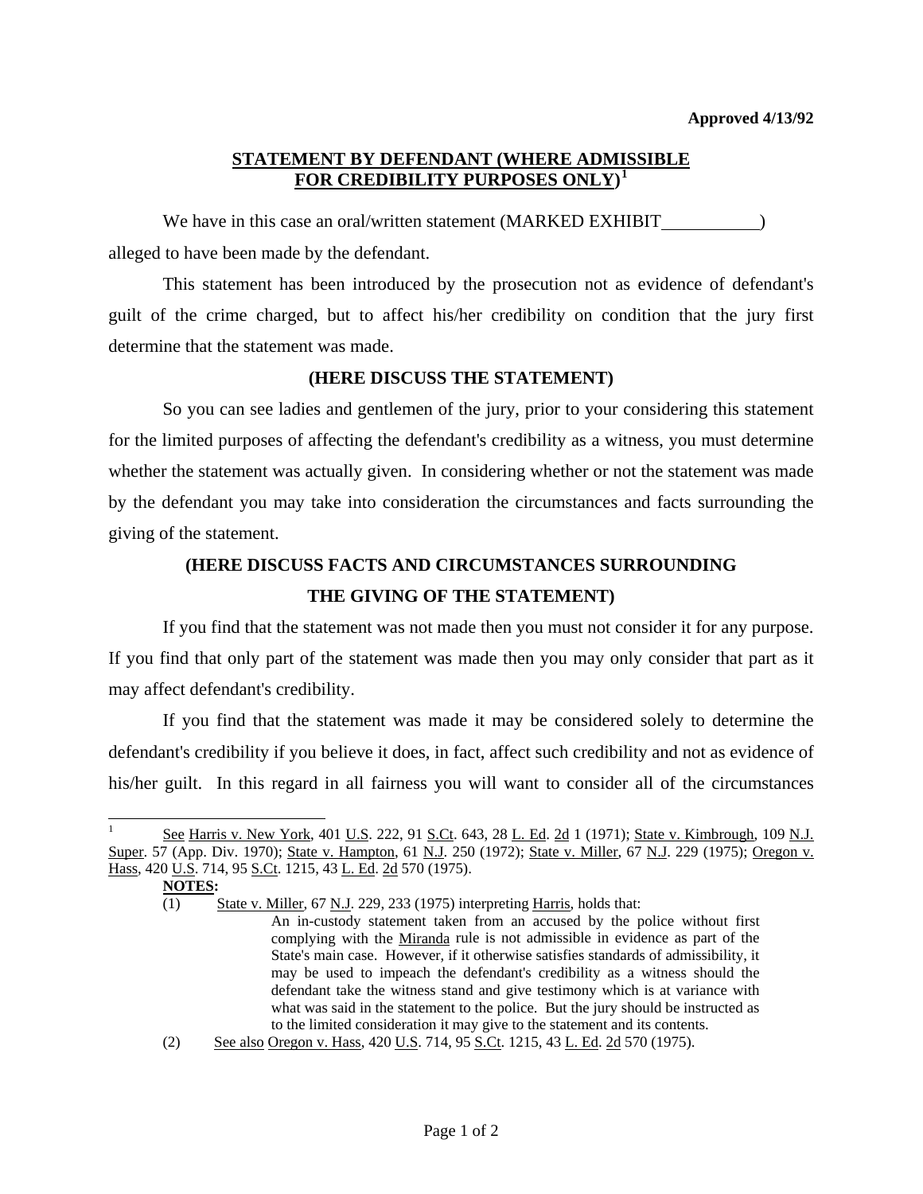**Approved 4/13/92**

## STATEMENT BY DEFENDANT (WHERE ADMISSIBLE FOR CREDIBILITY PURPOSES ONLY)[1]

We have in this case an oral/written statement (MARKED EXHIBIT\_\_\_\_\_\_\_\_\_\_) alleged to have been made by the defendant.

This statement has been introduced by the prosecution not as evidence of defendant's guilt of the crime charged, but to affect his/her credibility on condition that the jury first determine that the statement was made.

**(HERE DISCUSS THE STATEMENT)**

So you can see ladies and gentlemen of the jury, prior to your considering this statement for the limited purposes of affecting the defendant's credibility as a witness, you must determine whether the statement was actually given. In considering whether or not the statement was made by the defendant you may take into consideration the circumstances and facts surrounding the giving of the statement.

**(HERE DISCUSS FACTS AND CIRCUMSTANCES SURROUNDING THE GIVING OF THE STATEMENT)**

If you find that the statement was not made then you must not consider it for any purpose. If you find that only part of the statement was made then you may only consider that part as it may affect defendant's credibility.

If you find that the statement was made it may be considered solely to determine the defendant's credibility if you believe it does, in fact, affect such credibility and not as evidence of his/her guilt. In this regard in all fairness you will want to consider all of the circumstances

---

[1] See Harris v. New York, 401 U.S. 222, 91 S.Ct. 643, 28 L. Ed. 2d 1 (1971); State v. Kimbrough, 109 N.J. Super. 57 (App. Div. 1970); State v. Hampton, 61 N.J. 250 (1972); State v. Miller, 67 N.J. 229 (1975); Oregon v. Hass, 420 U.S. 714, 95 S.Ct. 1215, 43 L. Ed. 2d 570 (1975).

**NOTES:**

(1) State v. Miller, 67 N.J. 229, 233 (1975) interpreting Harris, holds that:

> An in-custody statement taken from an accused by the police without first complying with the Miranda rule is not admissible in evidence as part of the State's main case. However, if it otherwise satisfies standards of admissibility, it may be used to impeach the defendant's credibility as a witness should the defendant take the witness stand and give testimony which is at variance with what was said in the statement to the police. But the jury should be instructed as to the limited consideration it may give to the statement and its contents.

(2) See also Oregon v. Hass, 420 U.S. 714, 95 S.Ct. 1215, 43 L. Ed. 2d 570 (1975).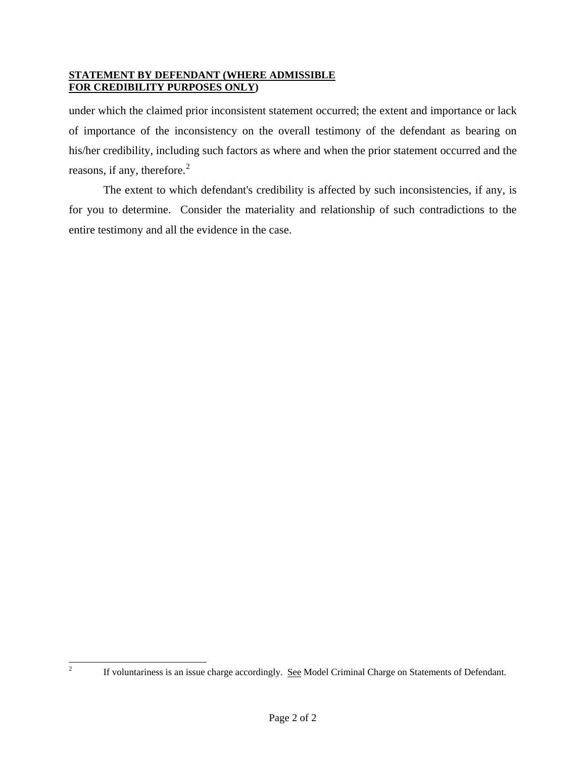**STATEMENT BY DEFENDANT (WHERE ADMISSIBLE FOR CREDIBILITY PURPOSES ONLY)**

under which the claimed prior inconsistent statement occurred; the extent and importance or lack of importance of the inconsistency on the overall testimony of the defendant as bearing on his/her credibility, including such factors as where and when the prior statement occurred and the reasons, if any, therefore.[2]

The extent to which defendant's credibility is affected by such inconsistencies, if any, is for you to determine. Consider the materiality and relationship of such contradictions to the entire testimony and all the evidence in the case.

---

[2] If voluntariness is an issue charge accordingly. See Model Criminal Charge on Statements of Defendant.